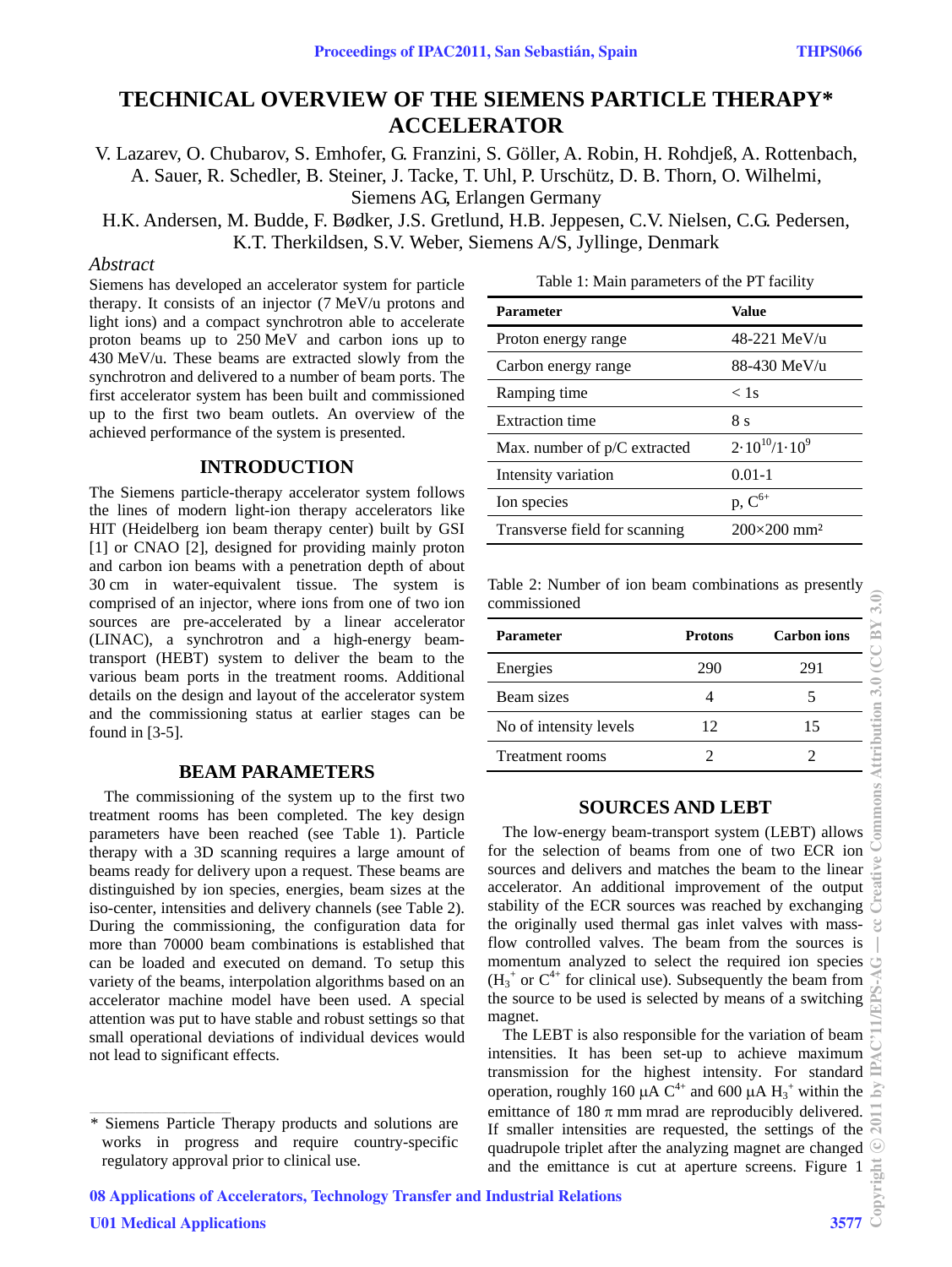# TECHNICAL OVERVIEW OF THE SIEMENS PARTICLE THERAPY* ACCELERATOR

V. Lazarev, O. Chubarov, S. Emhofer, G. Franzini, S. Göller, A. Robin, H. Rohdjeß, A. Rottenbach, A. Sauer, R. Schedler, B. Steiner, J. Tacke, T. Uhl, P. Urschütz, D. B. Thorn, O. Wilhelmi, Siemens AG, Erlangen Germany

H.K. Andersen, M. Budde, F. Bødker, J.S. Gretlund, H.B. Jeppesen, C.V. Nielsen, C.G. Pedersen, K.T. Therkildsen, S.V. Weber, Siemens A/S, Jyllinge, Denmark

### *Abstract*

Siemens has developed an accelerator system for particle therapy. It consists of an injector (7 MeV/u protons and light ions) and a compact synchrotron able to accelerate proton beams up to 250 MeV and carbon ions up to 430 MeV/u. These beams are extracted slowly from the synchrotron and delivered to a number of beam ports. The first accelerator system has been built and commissioned up to the first two beam outlets. An overview of the achieved performance of the system is presented.

## INTRODUCTION

The Siemens particle-therapy accelerator system follows the lines of modern light-ion therapy accelerators like HIT (Heidelberg ion beam therapy center) built by GSI [1] or CNAO [2], designed for providing mainly proton and carbon ion beams with a penetration depth of about 30 cm in water-equivalent tissue. The system is comprised of an injector, where ions from one of two ion sources are pre-accelerated by a linear accelerator (LINAC), a synchrotron and a high-energy beam-transport (HEBT) system to deliver the beam to the various beam ports in the treatment rooms. Additional details on the design and layout of the accelerator system and the commissioning status at earlier stages can be found in [3-5].

## BEAM PARAMETERS

The commissioning of the system up to the first two treatment rooms has been completed. The key design parameters have been reached (see Table 1). Particle therapy with a 3D scanning requires a large amount of beams ready for delivery upon a request. These beams are distinguished by ion species, energies, beam sizes at the iso-center, intensities and delivery channels (see Table 2). During the commissioning, the configuration data for more than 70000 beam combinations is established that can be loaded and executed on demand. To setup this variety of the beams, interpolation algorithms based on an accelerator machine model have been used. A special attention was put to have stable and robust settings so that small operational deviations of individual devices would not lead to significant effects.

Table 1: Main parameters of the PT facility

| Parameter | Value |
|---|---|
| Proton energy range | 48-221 MeV/u |
| Carbon energy range | 88-430 MeV/u |
| Ramping time | < 1s |
| Extraction time | 8 s |
| Max. number of p/C extracted | $2\cdot10^{10}/1\cdot10^{9}$ |
| Intensity variation | 0.01-1 |
| Ion species | p, $C^{6+}$ |
| Transverse field for scanning | 200×200 mm² |

Table 2: Number of ion beam combinations as presently commissioned

| Parameter | Protons | Carbon ions |
|---|---|---|
| Energies | 290 | 291 |
| Beam sizes | 4 | 5 |
| No of intensity levels | 12 | 15 |
| Treatment rooms | 2 | 2 |

## SOURCES AND LEBT

The low-energy beam-transport system (LEBT) allows for the selection of beams from one of two ECR ion sources and delivers and matches the beam to the linear accelerator. An additional improvement of the output stability of the ECR sources was reached by exchanging the originally used thermal gas inlet valves with mass-flow controlled valves. The beam from the sources is momentum analyzed to select the required ion species ($H_3^+$ or $C^{4+}$ for clinical use). Subsequently the beam from the source to be used is selected by means of a switching magnet.

The LEBT is also responsible for the variation of beam intensities. It has been set-up to achieve maximum transmission for the highest intensity. For standard operation, roughly 160 μA $C^{4+}$ and 600 μA $H_3^+$ within the emittance of 180 π mm mrad are reproducibly delivered. If smaller intensities are requested, the settings of the quadrupole triplet after the analyzing magnet are changed and the emittance is cut at aperture screens. Figure 1

---

\* Siemens Particle Therapy products and solutions are works in progress and require country-specific regulatory approval prior to clinical use.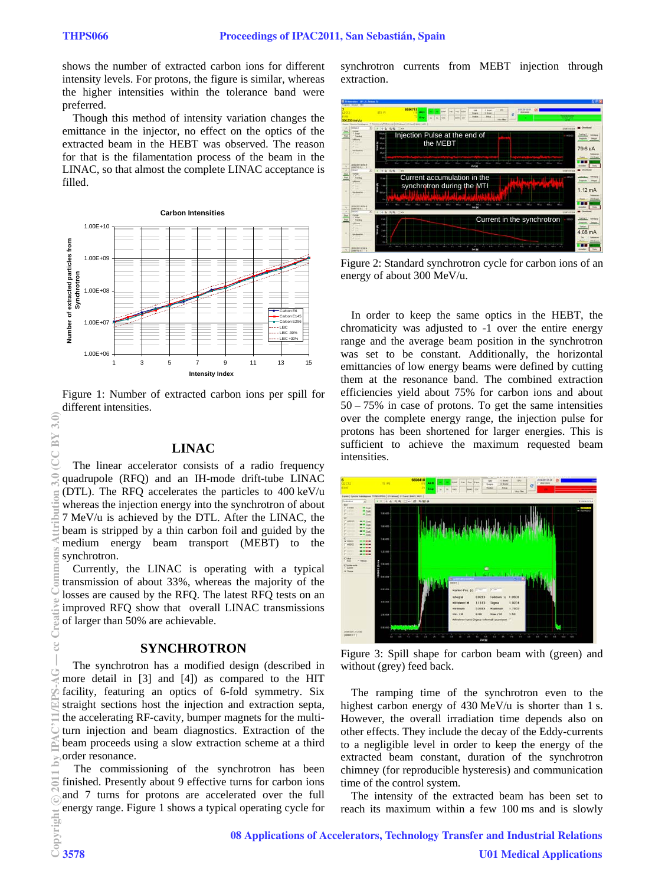shows the number of extracted carbon ions for different intensity levels. For protons, the figure is similar, whereas the higher intensities within the tolerance band were preferred.

Though this method of intensity variation changes the emittance in the injector, no effect on the optics of the extracted beam in the HEBT was observed. The reason for that is the filamentation process of the beam in the LINAC, so that almost the complete LINAC acceptance is filled.

Figure 1: Number of extracted carbon ions per spill for different intensities.

## LINAC

The linear accelerator consists of a radio frequency quadrupole (RFQ) and an IH-mode drift-tube LINAC (DTL). The RFQ accelerates the particles to 400 keV/u whereas the injection energy into the synchrotron of about 7 MeV/u is achieved by the DTL. After the LINAC, the beam is stripped by a thin carbon foil and guided by the medium energy beam transport (MEBT) to the synchrotron.

Currently, the LINAC is operating with a typical transmission of about 33%, whereas the majority of the losses are caused by the RFQ. The latest RFQ tests on an improved RFQ show that overall LINAC transmissions of larger than 50% are achievable.

## SYNCHROTRON

The synchrotron has a modified design (described in more detail in [3] and [4]) as compared to the HIT facility, featuring an optics of 6-fold symmetry. Six straight sections host the injection and extraction septa, the accelerating RF-cavity, bumper magnets for the multi-turn injection and beam diagnostics. Extraction of the beam proceeds using a slow extraction scheme at a third order resonance.

The commissioning of the synchrotron has been finished. Presently about 9 effective turns for carbon ions and 7 turns for protons are accelerated over the full energy range. Figure 1 shows a typical operating cycle for synchrotron currents from MEBT injection through extraction.

Figure 2: Standard synchrotron cycle for carbon ions of an energy of about 300 MeV/u.

In order to keep the same optics in the HEBT, the chromaticity was adjusted to -1 over the entire energy range and the average beam position in the synchrotron was set to be constant. Additionally, the horizontal emittancies of low energy beams were defined by cutting them at the resonance band. The combined extraction efficiencies yield about 75% for carbon ions and about 50 – 75% in case of protons. To get the same intensities over the complete energy range, the injection pulse for protons has been shortened for larger energies. This is sufficient to achieve the maximum requested beam intensities.

Figure 3: Spill shape for carbon beam with (green) and without (grey) feed back.

The ramping time of the synchrotron even to the highest carbon energy of 430 MeV/u is shorter than 1 s. However, the overall irradiation time depends also on other effects. They include the decay of the Eddy-currents to a negligible level in order to keep the energy of the extracted beam constant, duration of the synchrotron chimney (for reproducible hysteresis) and communication time of the control system.

The intensity of the extracted beam has been set to reach its maximum within a few 100 ms and is slowly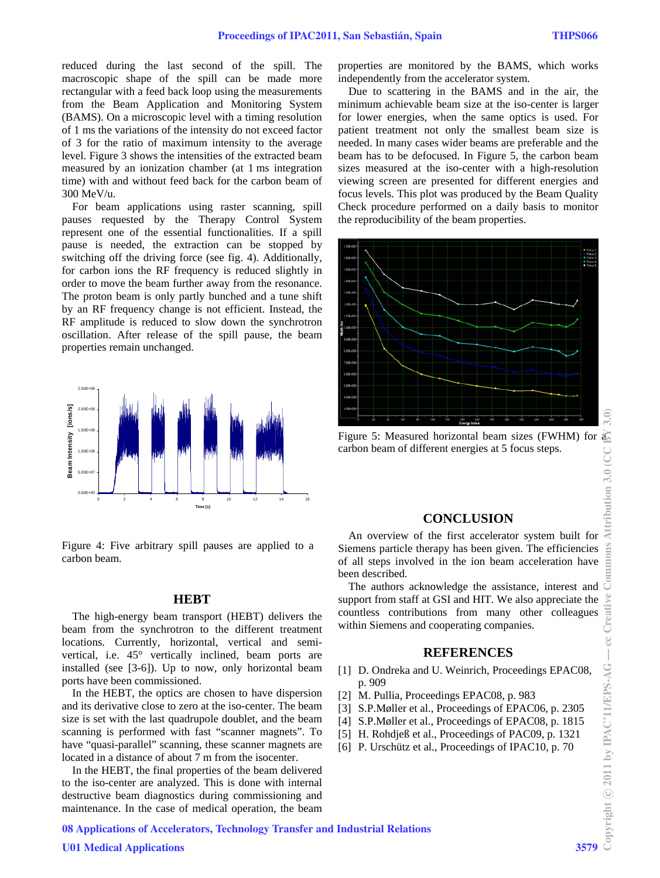reduced during the last second of the spill. The macroscopic shape of the spill can be made more rectangular with a feed back loop using the measurements from the Beam Application and Monitoring System (BAMS). On a microscopic level with a timing resolution of 1 ms the variations of the intensity do not exceed factor of 3 for the ratio of maximum intensity to the average level. Figure 3 shows the intensities of the extracted beam measured by an ionization chamber (at 1 ms integration time) with and without feed back for the carbon beam of 300 MeV/u.

For beam applications using raster scanning, spill pauses requested by the Therapy Control System represent one of the essential functionalities. If a spill pause is needed, the extraction can be stopped by switching off the driving force (see fig. 4). Additionally, for carbon ions the RF frequency is reduced slightly in order to move the beam further away from the resonance. The proton beam is only partly bunched and a tune shift by an RF frequency change is not efficient. Instead, the RF amplitude is reduced to slow down the synchrotron oscillation. After release of the spill pause, the beam properties remain unchanged.

Beam Intensity [ions/s]
2.50E+08
2.00E+08
1.50E+08
1.00E+08
5.00E+07
0.00E+00
0 2 4 6 8 10 12 14 16
Time [s]

Figure 4: Five arbitrary spill pauses are applied to a carbon beam.

## HEBT

The high-energy beam transport (HEBT) delivers the beam from the synchrotron to the different treatment locations. Currently, horizontal, vertical and semi-vertical, i.e. 45° vertically inclined, beam ports are installed (see [3-6]). Up to now, only horizontal beam ports have been commissioned.

In the HEBT, the optics are chosen to have dispersion and its derivative close to zero at the iso-center. The beam size is set with the last quadrupole doublet, and the beam scanning is performed with fast "scanner magnets". To have "quasi-parallel" scanning, these scanner magnets are located in a distance of about 7 m from the isocenter.

In the HEBT, the final properties of the beam delivered to the iso-center are analyzed. This is done with internal destructive beam diagnostics during commissioning and maintenance. In the case of medical operation, the beam properties are monitored by the BAMS, which works independently from the accelerator system.

Due to scattering in the BAMS and in the air, the minimum achievable beam size at the iso-center is larger for lower energies, when the same optics is used. For patient treatment not only the smallest beam size is needed. In many cases wider beams are preferable and the beam has to be defocused. In Figure 5, the carbon beam sizes measured at the iso-center with a high-resolution viewing screen are presented for different energies and focus levels. This plot was produced by the Beam Quality Check procedure performed on a daily basis to monitor the reproducibility of the beam properties.

Width Hor
1.70E+001
1.60E+001
1.50E+001
1.40E+001
1.30E+001
1.20E+001
1.10E+001
1.00E+001
9.00E+000
8.00E+000
7.00E+000
6.00E+000
5.00E+000
4.00E+000
3.00E+000
0 20 40 60 80 100 120 140 160 180 200 220 240 260 280 300
Energy Index
Fokus 1
Fokus 2
Fokus 3
Fokus 4
Fokus 5

Figure 5: Measured horizontal beam sizes (FWHM) for a carbon beam of different energies at 5 focus steps.

## CONCLUSION

An overview of the first accelerator system built for Siemens particle therapy has been given. The efficiencies of all steps involved in the ion beam acceleration have been described.

The authors acknowledge the assistance, interest and support from staff at GSI and HIT. We also appreciate the countless contributions from many other colleagues within Siemens and cooperating companies.

## REFERENCES

[1] D. Ondreka and U. Weinrich, Proceedings EPAC08, p. 909
[2] M. Pullia, Proceedings EPAC08, p. 983
[3] S.P.Møller et al., Proceedings of EPAC06, p. 2305
[4] S.P.Møller et al., Proceedings of EPAC08, p. 1815
[5] H. Rohdjeß et al., Proceedings of PAC09, p. 1321
[6] P. Urschütz et al., Proceedings of IPAC10, p. 70